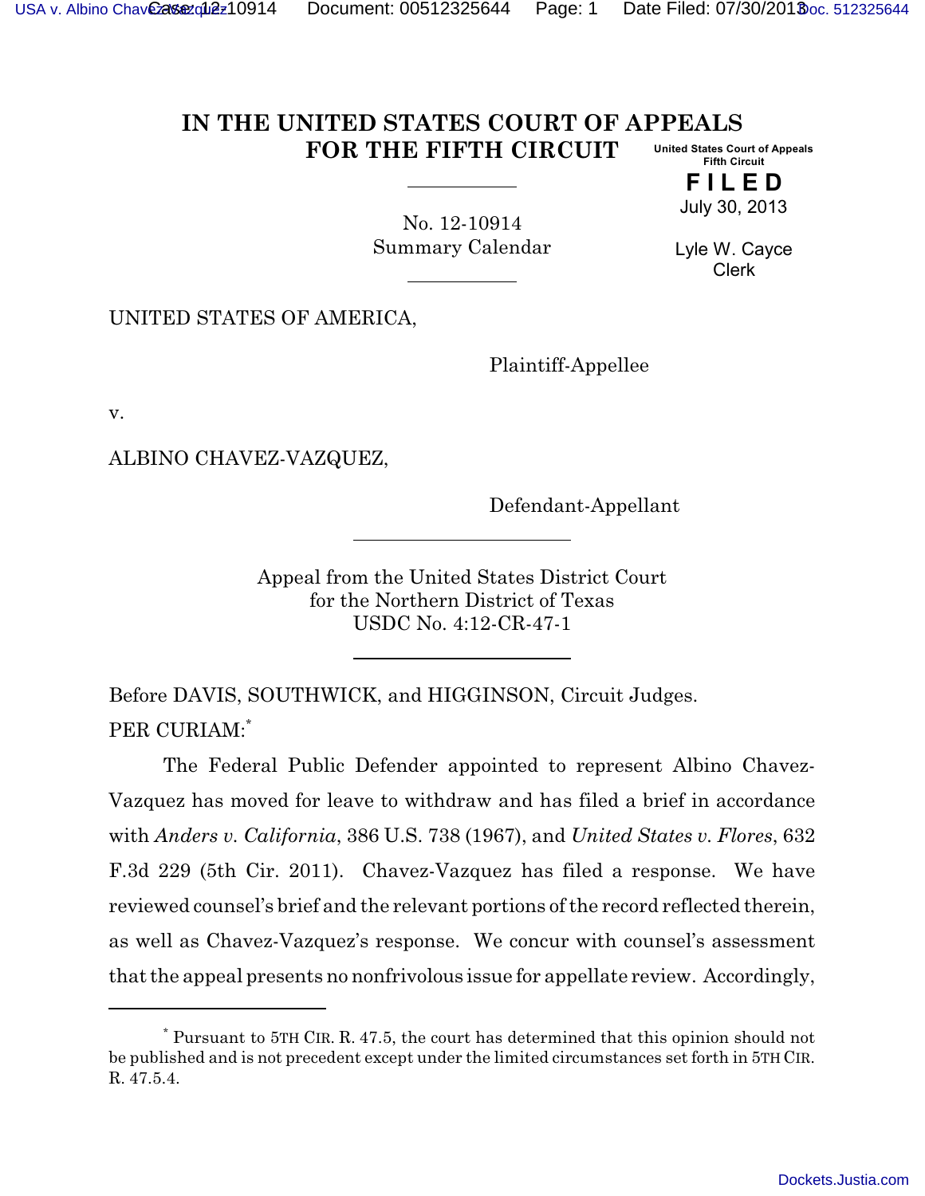# IN THE UNITED STATES COURT OF APPEALS FOR THE FIFTH CIRCUIT

United States Court of Appeals
Fifth Circuit

**FILED**

July 30, 2013

Lyle W. Cayce
Clerk

No. 12-10914
Summary Calendar

UNITED STATES OF AMERICA,

Plaintiff-Appellee

v.

ALBINO CHAVEZ-VAZQUEZ,

Defendant-Appellant

Appeal from the United States District Court
for the Northern District of Texas
USDC No. 4:12-CR-47-1

Before DAVIS, SOUTHWICK, and HIGGINSON, Circuit Judges.

PER CURIAM:[*]

The Federal Public Defender appointed to represent Albino Chavez-Vazquez has moved for leave to withdraw and has filed a brief in accordance with *Anders v. California*, 386 U.S. 738 (1967), and *United States v. Flores*, 632 F.3d 229 (5th Cir. 2011). Chavez-Vazquez has filed a response. We have reviewed counsel's brief and the relevant portions of the record reflected therein, as well as Chavez-Vazquez's response. We concur with counsel's assessment that the appeal presents no nonfrivolous issue for appellate review. Accordingly,

[*] Pursuant to 5TH CIR. R. 47.5, the court has determined that this opinion should not be published and is not precedent except under the limited circumstances set forth in 5TH CIR. R. 47.5.4.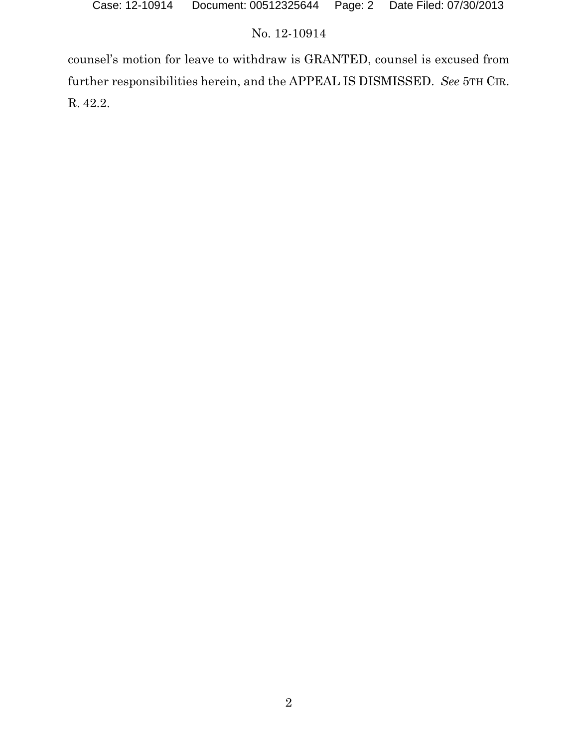counsel's motion for leave to withdraw is GRANTED, counsel is excused from further responsibilities herein, and the APPEAL IS DISMISSED. *See* 5TH CIR. R. 42.2.